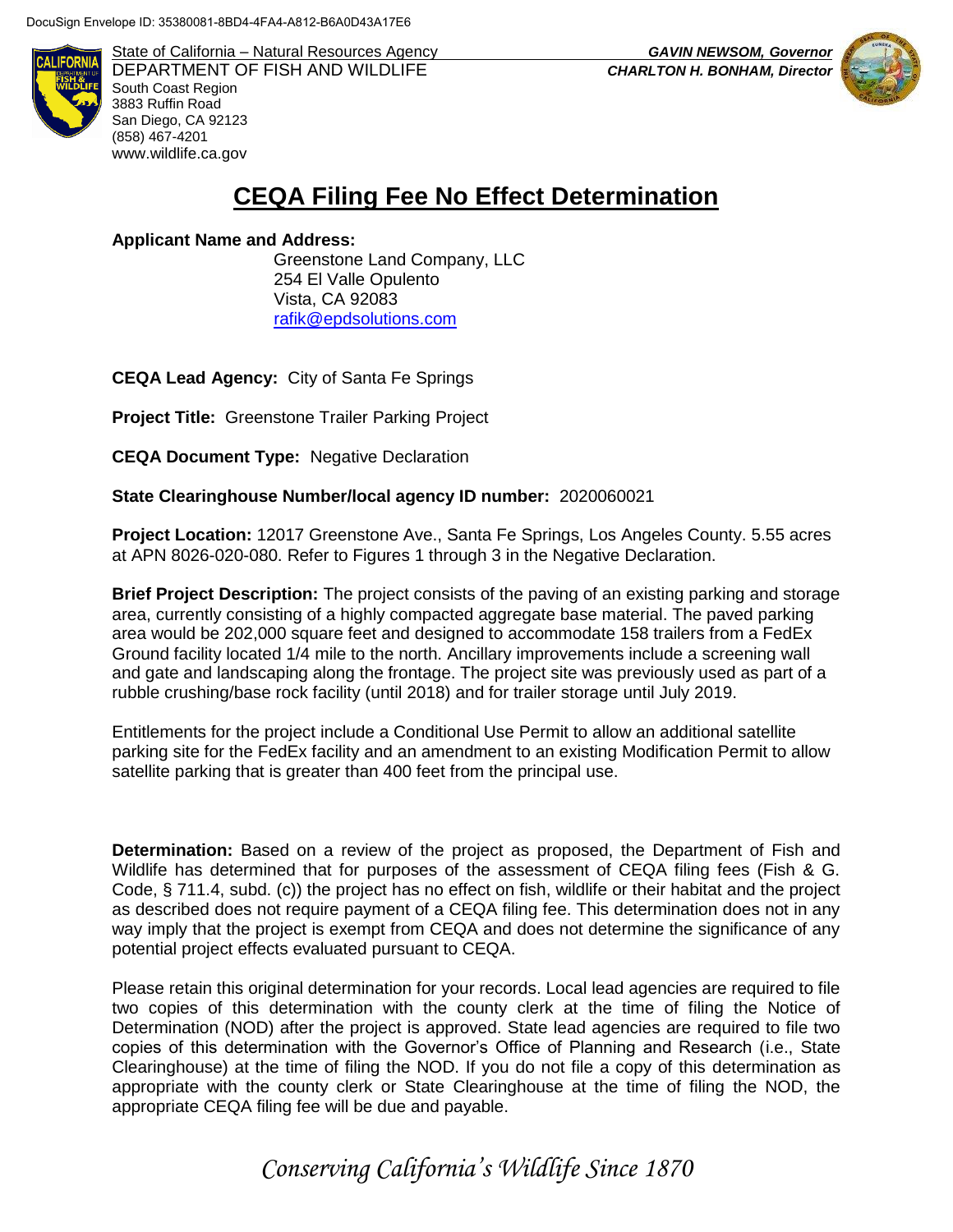DocuSign Envelope ID: 35380081-8BD4-4FA4-A812-B6A0D43A17E6

State of California – Natural Resources Agency
DEPARTMENT OF FISH AND WILDLIFE
South Coast Region
3883 Ruffin Road
San Diego, CA 92123
(858) 467-4201
www.wildlife.ca.gov

***GAVIN NEWSOM, Governor***
***CHARLTON H. BONHAM, Director***

# CEQA Filing Fee No Effect Determination

**Applicant Name and Address:**

Greenstone Land Company, LLC
254 El Valle Opulento
Vista, CA 92083
rafik@epdsolutions.com

**CEQA Lead Agency:** City of Santa Fe Springs

**Project Title:** Greenstone Trailer Parking Project

**CEQA Document Type:** Negative Declaration

**State Clearinghouse Number/local agency ID number:** 2020060021

**Project Location:** 12017 Greenstone Ave., Santa Fe Springs, Los Angeles County. 5.55 acres at APN 8026-020-080. Refer to Figures 1 through 3 in the Negative Declaration.

**Brief Project Description:** The project consists of the paving of an existing parking and storage area, currently consisting of a highly compacted aggregate base material. The paved parking area would be 202,000 square feet and designed to accommodate 158 trailers from a FedEx Ground facility located 1/4 mile to the north. Ancillary improvements include a screening wall and gate and landscaping along the frontage. The project site was previously used as part of a rubble crushing/base rock facility (until 2018) and for trailer storage until July 2019.

Entitlements for the project include a Conditional Use Permit to allow an additional satellite parking site for the FedEx facility and an amendment to an existing Modification Permit to allow satellite parking that is greater than 400 feet from the principal use.

**Determination:** Based on a review of the project as proposed, the Department of Fish and Wildlife has determined that for purposes of the assessment of CEQA filing fees (Fish & G. Code, § 711.4, subd. (c)) the project has no effect on fish, wildlife or their habitat and the project as described does not require payment of a CEQA filing fee. This determination does not in any way imply that the project is exempt from CEQA and does not determine the significance of any potential project effects evaluated pursuant to CEQA.

Please retain this original determination for your records. Local lead agencies are required to file two copies of this determination with the county clerk at the time of filing the Notice of Determination (NOD) after the project is approved. State lead agencies are required to file two copies of this determination with the Governor's Office of Planning and Research (i.e., State Clearinghouse) at the time of filing the NOD. If you do not file a copy of this determination as appropriate with the county clerk or State Clearinghouse at the time of filing the NOD, the appropriate CEQA filing fee will be due and payable.

*Conserving California's Wildlife Since 1870*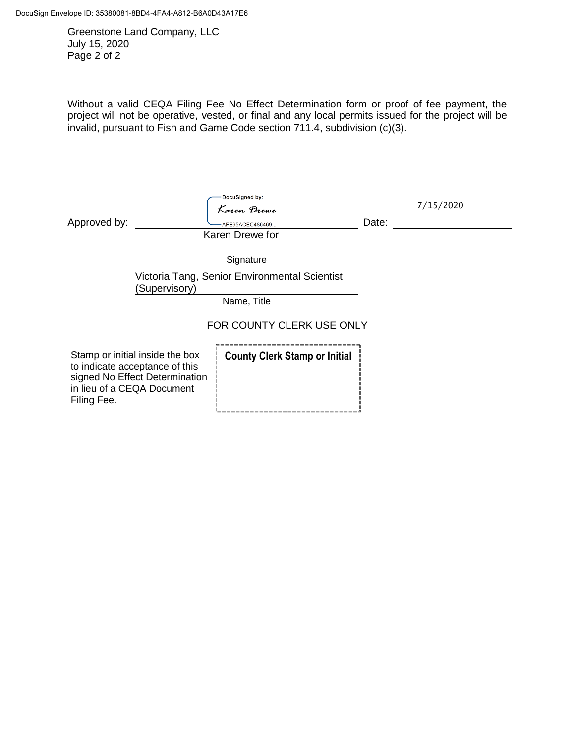Greenstone Land Company, LLC
July 15, 2020

Without a valid CEQA Filing Fee No Effect Determination form or proof of fee payment, the project will not be operative, vested, or final and any local permits issued for the project will be invalid, pursuant to Fish and Game Code section 711.4, subdivision (c)(3).

Approved by: DocuSigned by: Karen Drewe AFE95ACEC486469 Date: 7/15/2020

Karen Drewe for

Signature

Victoria Tang, Senior Environmental Scientist (Supervisory)

Name, Title

FOR COUNTY CLERK USE ONLY

Stamp or initial inside the box to indicate acceptance of this signed No Effect Determination in lieu of a CEQA Document Filing Fee.

**County Clerk Stamp or Initial**